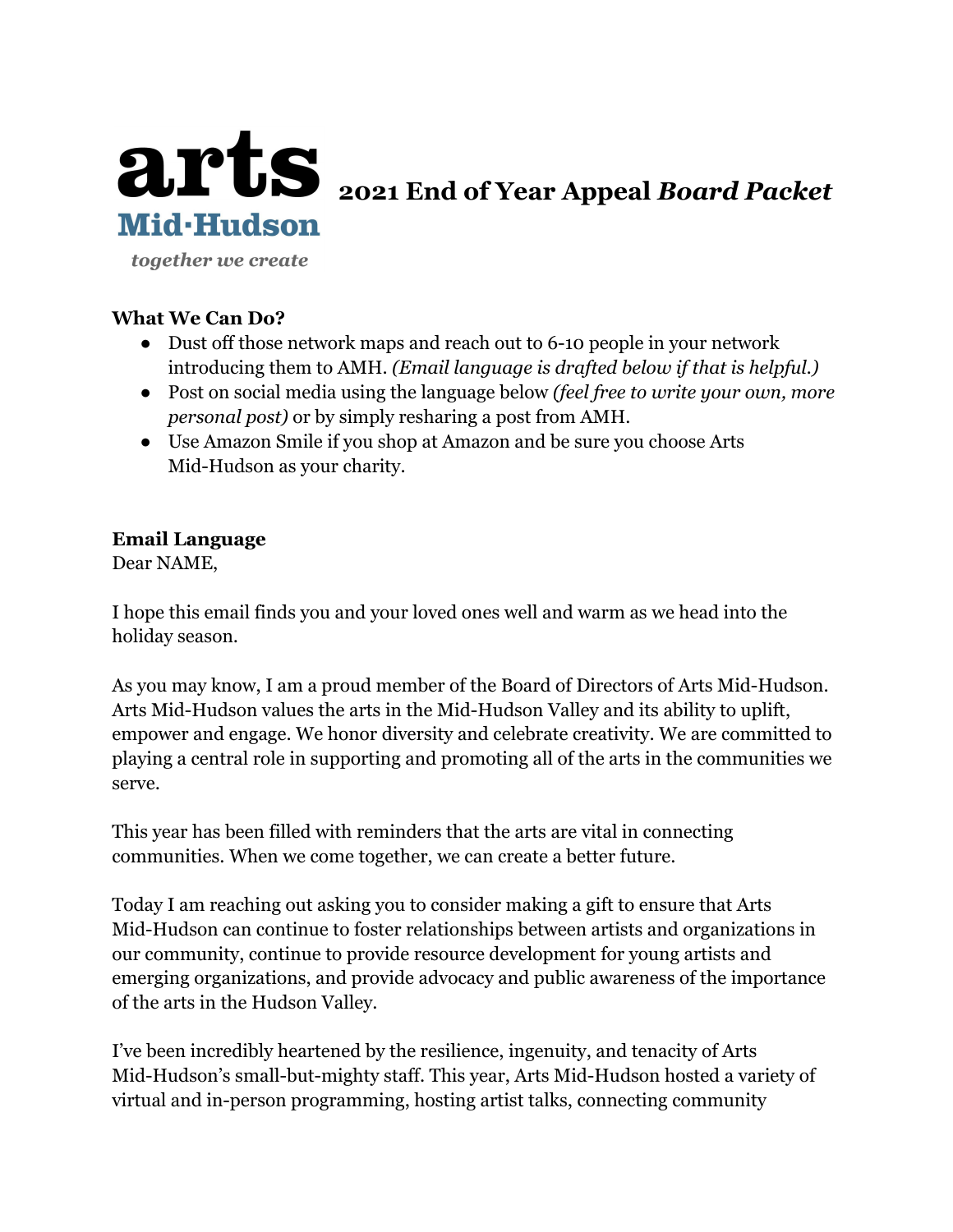# arts Mid·Hudson 2021 End of Year Appeal *Board Packet*

*together we create*

**What We Can Do?**

- Dust off those network maps and reach out to 6-10 people in your network introducing them to AMH. *(Email language is drafted below if that is helpful.)*
- Post on social media using the language below *(feel free to write your own, more personal post)* or by simply resharing a post from AMH.
- Use Amazon Smile if you shop at Amazon and be sure you choose Arts Mid-Hudson as your charity.

**Email Language**

Dear NAME,

I hope this email finds you and your loved ones well and warm as we head into the holiday season.

As you may know, I am a proud member of the Board of Directors of Arts Mid-Hudson. Arts Mid-Hudson values the arts in the Mid-Hudson Valley and its ability to uplift, empower and engage. We honor diversity and celebrate creativity. We are committed to playing a central role in supporting and promoting all of the arts in the communities we serve.

This year has been filled with reminders that the arts are vital in connecting communities. When we come together, we can create a better future.

Today I am reaching out asking you to consider making a gift to ensure that Arts Mid-Hudson can continue to foster relationships between artists and organizations in our community, continue to provide resource development for young artists and emerging organizations, and provide advocacy and public awareness of the importance of the arts in the Hudson Valley.

I've been incredibly heartened by the resilience, ingenuity, and tenacity of Arts Mid-Hudson's small-but-mighty staff. This year, Arts Mid-Hudson hosted a variety of virtual and in-person programming, hosting artist talks, connecting community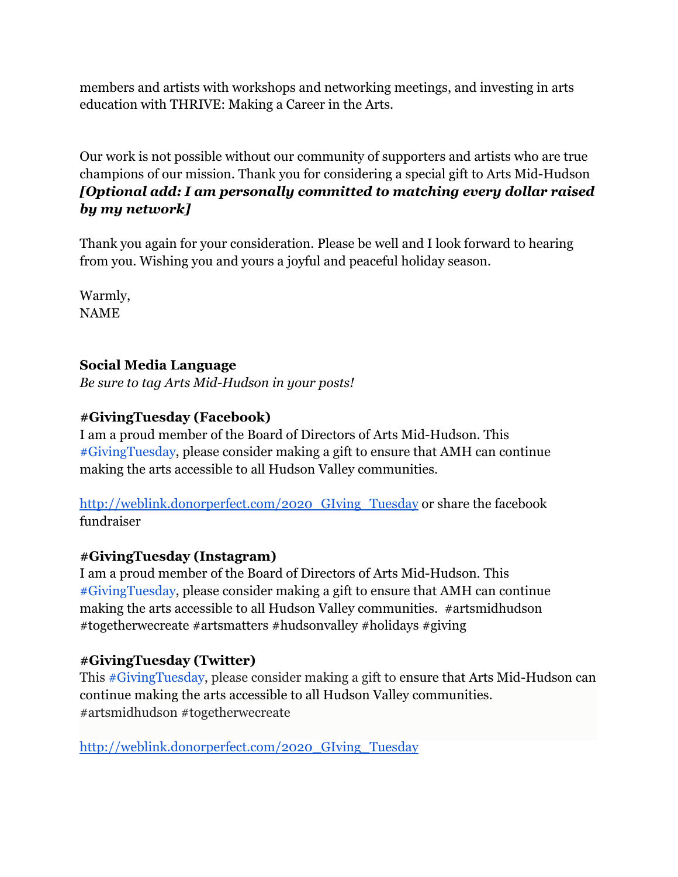members and artists with workshops and networking meetings, and investing in arts education with THRIVE: Making a Career in the Arts.

Our work is not possible without our community of supporters and artists who are true champions of our mission. Thank you for considering a special gift to Arts Mid-Hudson ***[Optional add: I am personally committed to matching every dollar raised by my network]***

Thank you again for your consideration. Please be well and I look forward to hearing from you. Wishing you and yours a joyful and peaceful holiday season.

Warmly,
NAME

**Social Media Language**

*Be sure to tag Arts Mid-Hudson in your posts!*

**#GivingTuesday (Facebook)**

I am a proud member of the Board of Directors of Arts Mid-Hudson. This #GivingTuesday, please consider making a gift to ensure that AMH can continue making the arts accessible to all Hudson Valley communities.

http://weblink.donorperfect.com/2020_GIving_Tuesday or share the facebook fundraiser

**#GivingTuesday (Instagram)**

I am a proud member of the Board of Directors of Arts Mid-Hudson. This #GivingTuesday, please consider making a gift to ensure that AMH can continue making the arts accessible to all Hudson Valley communities. #artsmidhudson #togetherwecreate #artsmatters #hudsonvalley #holidays #giving

**#GivingTuesday (Twitter)**

This #GivingTuesday, please consider making a gift to ensure that Arts Mid-Hudson can continue making the arts accessible to all Hudson Valley communities. #artsmidhudson #togetherwecreate

http://weblink.donorperfect.com/2020_GIving_Tuesday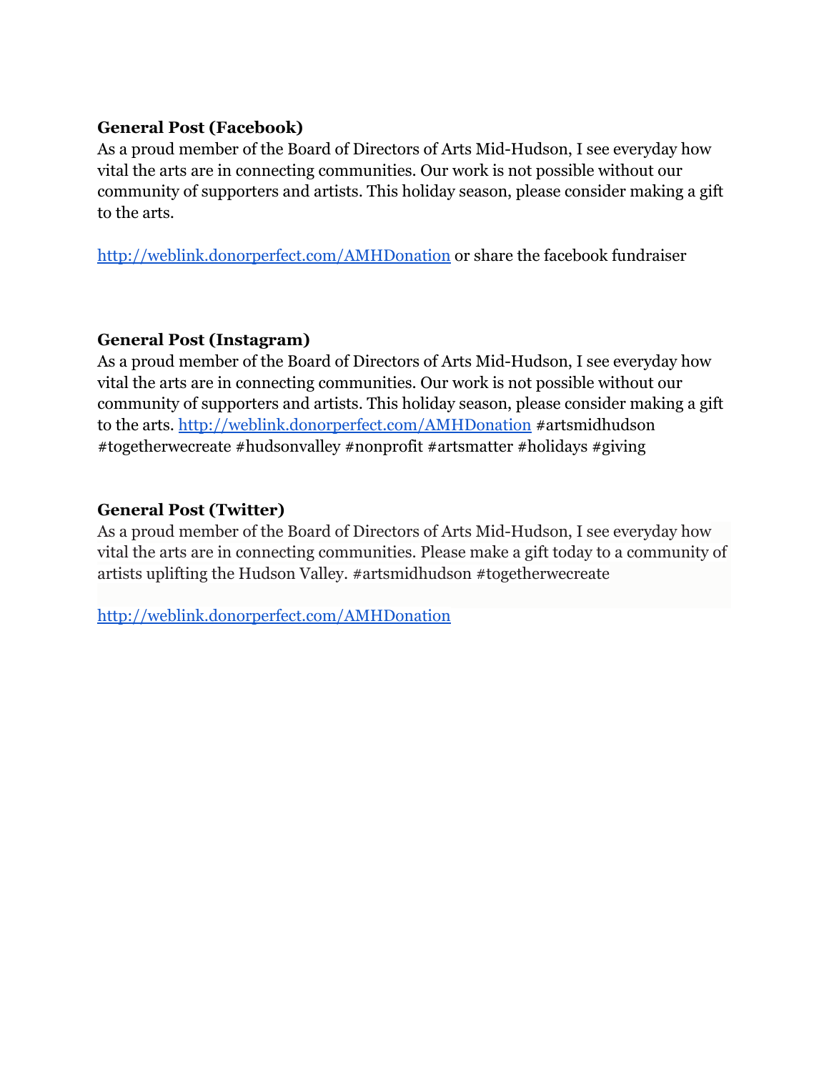**General Post (Facebook)**

As a proud member of the Board of Directors of Arts Mid-Hudson, I see everyday how vital the arts are in connecting communities. Our work is not possible without our community of supporters and artists. This holiday season, please consider making a gift to the arts.

http://weblink.donorperfect.com/AMHDonation or share the facebook fundraiser

**General Post (Instagram)**

As a proud member of the Board of Directors of Arts Mid-Hudson, I see everyday how vital the arts are in connecting communities. Our work is not possible without our community of supporters and artists. This holiday season, please consider making a gift to the arts. http://weblink.donorperfect.com/AMHDonation #artsmidhudson #togetherwecreate #hudsonvalley #nonprofit #artsmatter #holidays #giving

**General Post (Twitter)**

As a proud member of the Board of Directors of Arts Mid-Hudson, I see everyday how vital the arts are in connecting communities. Please make a gift today to a community of artists uplifting the Hudson Valley. #artsmidhudson #togetherwecreate

http://weblink.donorperfect.com/AMHDonation